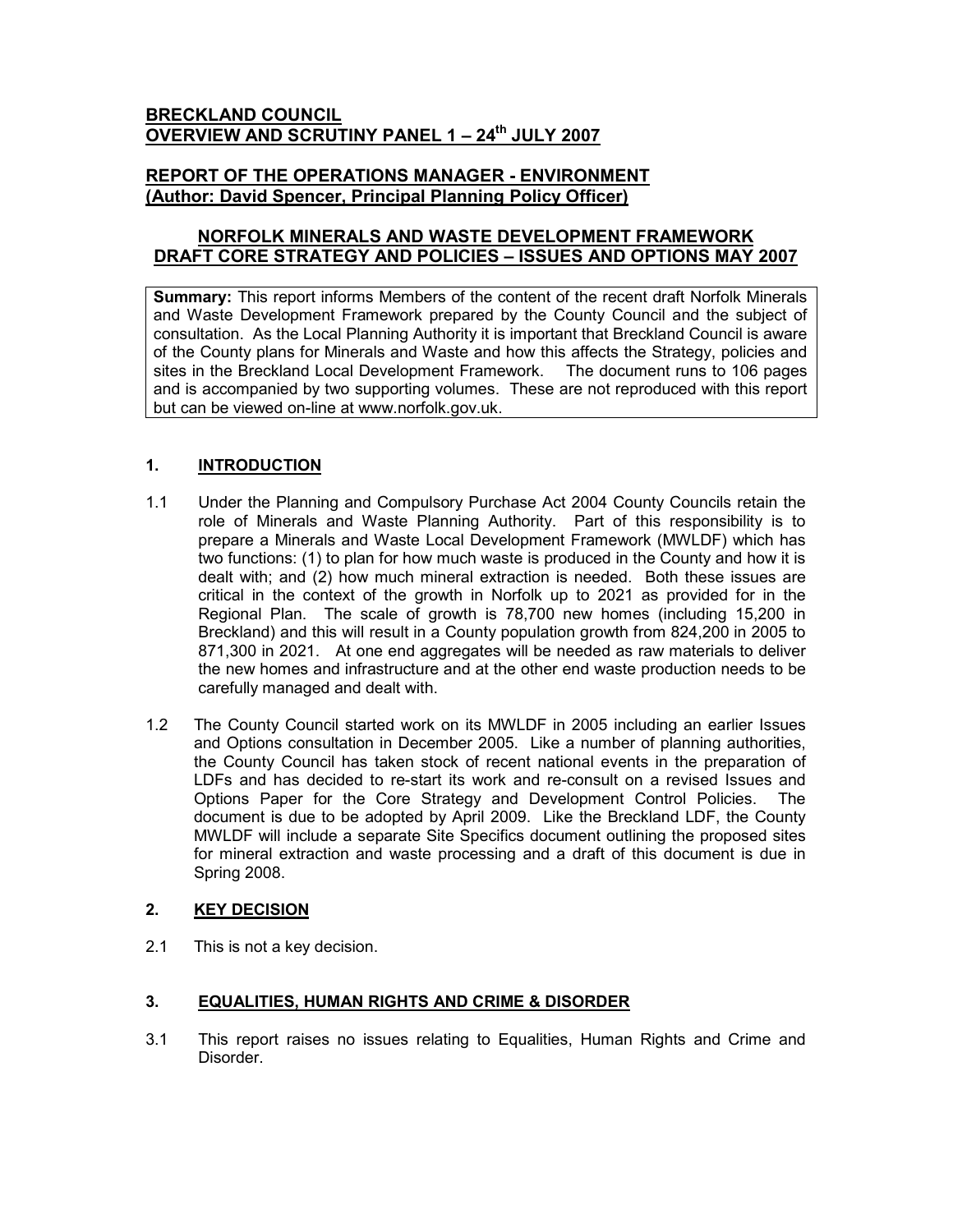**BRECKLAND COUNCIL**
**OVERVIEW AND SCRUTINY PANEL 1 – 24th JULY 2007**

**REPORT OF THE OPERATIONS MANAGER - ENVIRONMENT**
**(Author: David Spencer, Principal Planning Policy Officer)**

**NORFOLK MINERALS AND WASTE DEVELOPMENT FRAMEWORK**
**DRAFT CORE STRATEGY AND POLICIES – ISSUES AND OPTIONS MAY 2007**

**Summary:** This report informs Members of the content of the recent draft Norfolk Minerals and Waste Development Framework prepared by the County Council and the subject of consultation. As the Local Planning Authority it is important that Breckland Council is aware of the County plans for Minerals and Waste and how this affects the Strategy, policies and sites in the Breckland Local Development Framework. The document runs to 106 pages and is accompanied by two supporting volumes. These are not reproduced with this report but can be viewed on-line at www.norfolk.gov.uk.

## 1. INTRODUCTION

1.1 Under the Planning and Compulsory Purchase Act 2004 County Councils retain the role of Minerals and Waste Planning Authority. Part of this responsibility is to prepare a Minerals and Waste Local Development Framework (MWLDF) which has two functions: (1) to plan for how much waste is produced in the County and how it is dealt with; and (2) how much mineral extraction is needed. Both these issues are critical in the context of the growth in Norfolk up to 2021 as provided for in the Regional Plan. The scale of growth is 78,700 new homes (including 15,200 in Breckland) and this will result in a County population growth from 824,200 in 2005 to 871,300 in 2021. At one end aggregates will be needed as raw materials to deliver the new homes and infrastructure and at the other end waste production needs to be carefully managed and dealt with.

1.2 The County Council started work on its MWLDF in 2005 including an earlier Issues and Options consultation in December 2005. Like a number of planning authorities, the County Council has taken stock of recent national events in the preparation of LDFs and has decided to re-start its work and re-consult on a revised Issues and Options Paper for the Core Strategy and Development Control Policies. The document is due to be adopted by April 2009. Like the Breckland LDF, the County MWLDF will include a separate Site Specifics document outlining the proposed sites for mineral extraction and waste processing and a draft of this document is due in Spring 2008.

## 2. KEY DECISION

2.1 This is not a key decision.

## 3. EQUALITIES, HUMAN RIGHTS AND CRIME & DISORDER

3.1 This report raises no issues relating to Equalities, Human Rights and Crime and Disorder.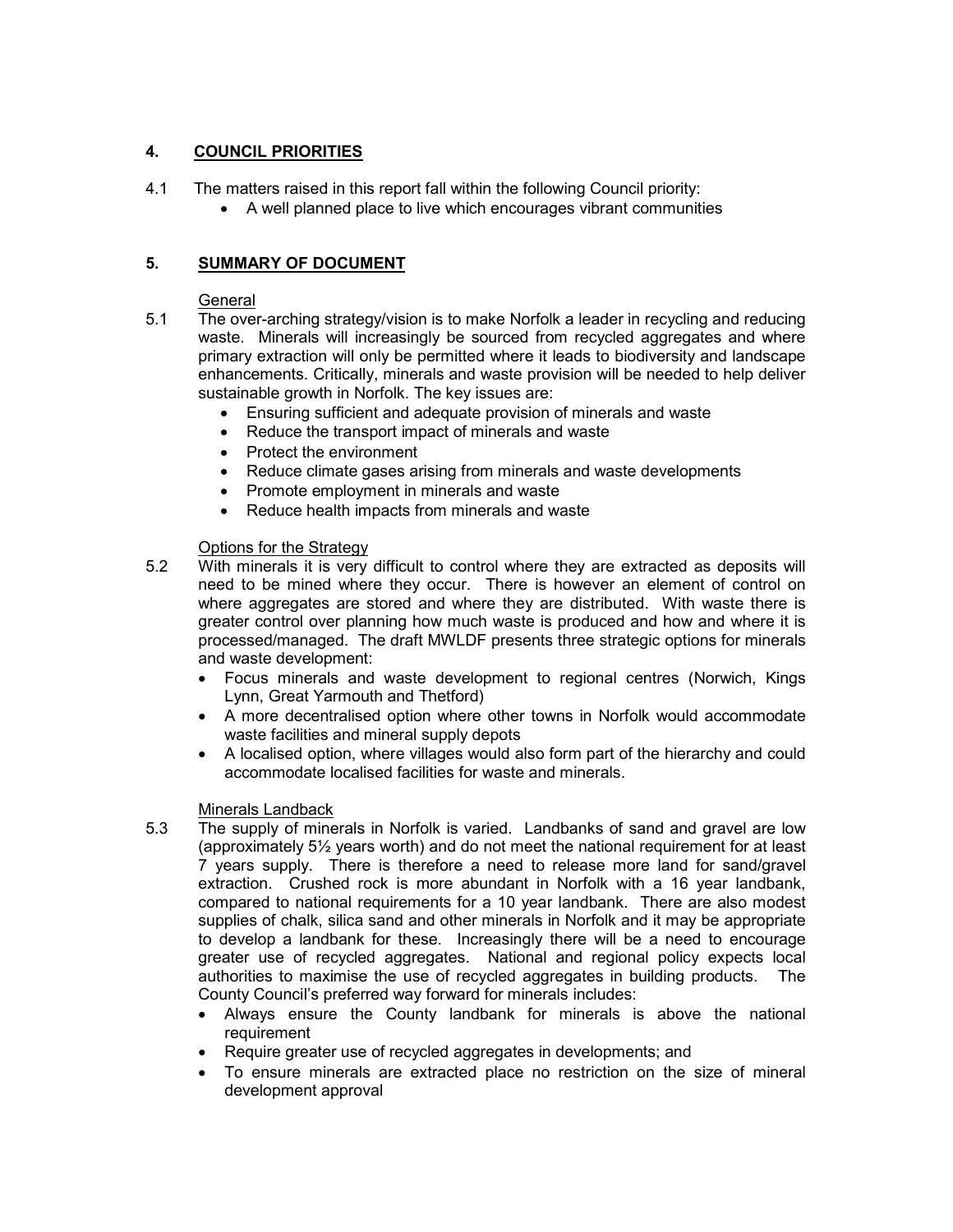## 4. COUNCIL PRIORITIES

4.1 The matters raised in this report fall within the following Council priority:

- A well planned place to live which encourages vibrant communities

## 5. SUMMARY OF DOCUMENT

General

5.1 The over-arching strategy/vision is to make Norfolk a leader in recycling and reducing waste. Minerals will increasingly be sourced from recycled aggregates and where primary extraction will only be permitted where it leads to biodiversity and landscape enhancements. Critically, minerals and waste provision will be needed to help deliver sustainable growth in Norfolk. The key issues are:

- Ensuring sufficient and adequate provision of minerals and waste
- Reduce the transport impact of minerals and waste
- Protect the environment
- Reduce climate gases arising from minerals and waste developments
- Promote employment in minerals and waste
- Reduce health impacts from minerals and waste

Options for the Strategy

5.2 With minerals it is very difficult to control where they are extracted as deposits will need to be mined where they occur. There is however an element of control on where aggregates are stored and where they are distributed. With waste there is greater control over planning how much waste is produced and how and where it is processed/managed. The draft MWLDF presents three strategic options for minerals and waste development:

- Focus minerals and waste development to regional centres (Norwich, Kings Lynn, Great Yarmouth and Thetford)
- A more decentralised option where other towns in Norfolk would accommodate waste facilities and mineral supply depots
- A localised option, where villages would also form part of the hierarchy and could accommodate localised facilities for waste and minerals.

Minerals Landback

5.3 The supply of minerals in Norfolk is varied. Landbanks of sand and gravel are low (approximately 5½ years worth) and do not meet the national requirement for at least 7 years supply. There is therefore a need to release more land for sand/gravel extraction. Crushed rock is more abundant in Norfolk with a 16 year landbank, compared to national requirements for a 10 year landbank. There are also modest supplies of chalk, silica sand and other minerals in Norfolk and it may be appropriate to develop a landbank for these. Increasingly there will be a need to encourage greater use of recycled aggregates. National and regional policy expects local authorities to maximise the use of recycled aggregates in building products. The County Council's preferred way forward for minerals includes:

- Always ensure the County landbank for minerals is above the national requirement
- Require greater use of recycled aggregates in developments; and
- To ensure minerals are extracted place no restriction on the size of mineral development approval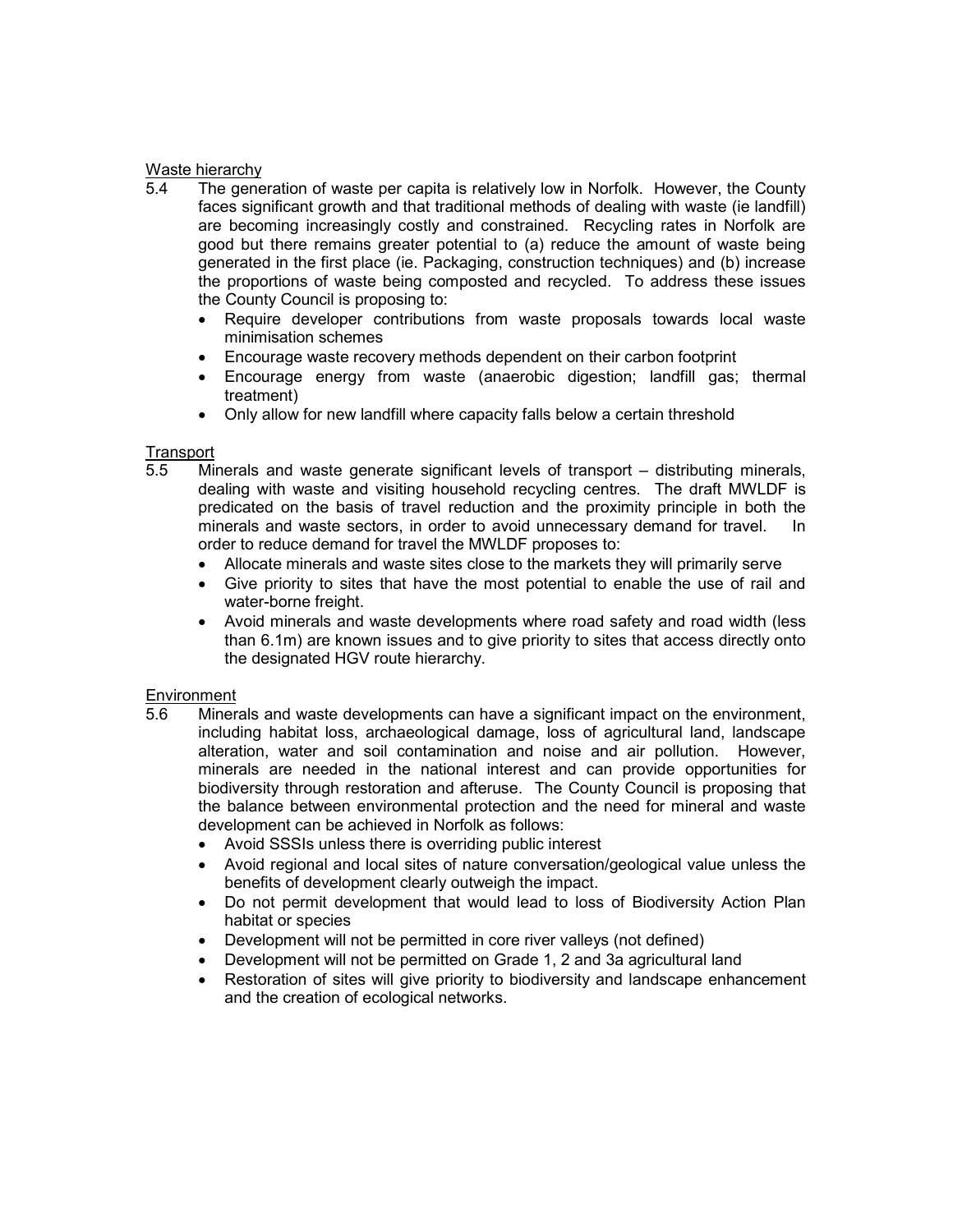Waste hierarchy

5.4 The generation of waste per capita is relatively low in Norfolk. However, the County faces significant growth and that traditional methods of dealing with waste (ie landfill) are becoming increasingly costly and constrained. Recycling rates in Norfolk are good but there remains greater potential to (a) reduce the amount of waste being generated in the first place (ie. Packaging, construction techniques) and (b) increase the proportions of waste being composted and recycled. To address these issues the County Council is proposing to:

- Require developer contributions from waste proposals towards local waste minimisation schemes
- Encourage waste recovery methods dependent on their carbon footprint
- Encourage energy from waste (anaerobic digestion; landfill gas; thermal treatment)
- Only allow for new landfill where capacity falls below a certain threshold

Transport

5.5 Minerals and waste generate significant levels of transport – distributing minerals, dealing with waste and visiting household recycling centres. The draft MWLDF is predicated on the basis of travel reduction and the proximity principle in both the minerals and waste sectors, in order to avoid unnecessary demand for travel. In order to reduce demand for travel the MWLDF proposes to:

- Allocate minerals and waste sites close to the markets they will primarily serve
- Give priority to sites that have the most potential to enable the use of rail and water-borne freight.
- Avoid minerals and waste developments where road safety and road width (less than 6.1m) are known issues and to give priority to sites that access directly onto the designated HGV route hierarchy.

Environment

5.6 Minerals and waste developments can have a significant impact on the environment, including habitat loss, archaeological damage, loss of agricultural land, landscape alteration, water and soil contamination and noise and air pollution. However, minerals are needed in the national interest and can provide opportunities for biodiversity through restoration and afteruse. The County Council is proposing that the balance between environmental protection and the need for mineral and waste development can be achieved in Norfolk as follows:

- Avoid SSSIs unless there is overriding public interest
- Avoid regional and local sites of nature conversation/geological value unless the benefits of development clearly outweigh the impact.
- Do not permit development that would lead to loss of Biodiversity Action Plan habitat or species
- Development will not be permitted in core river valleys (not defined)
- Development will not be permitted on Grade 1, 2 and 3a agricultural land
- Restoration of sites will give priority to biodiversity and landscape enhancement and the creation of ecological networks.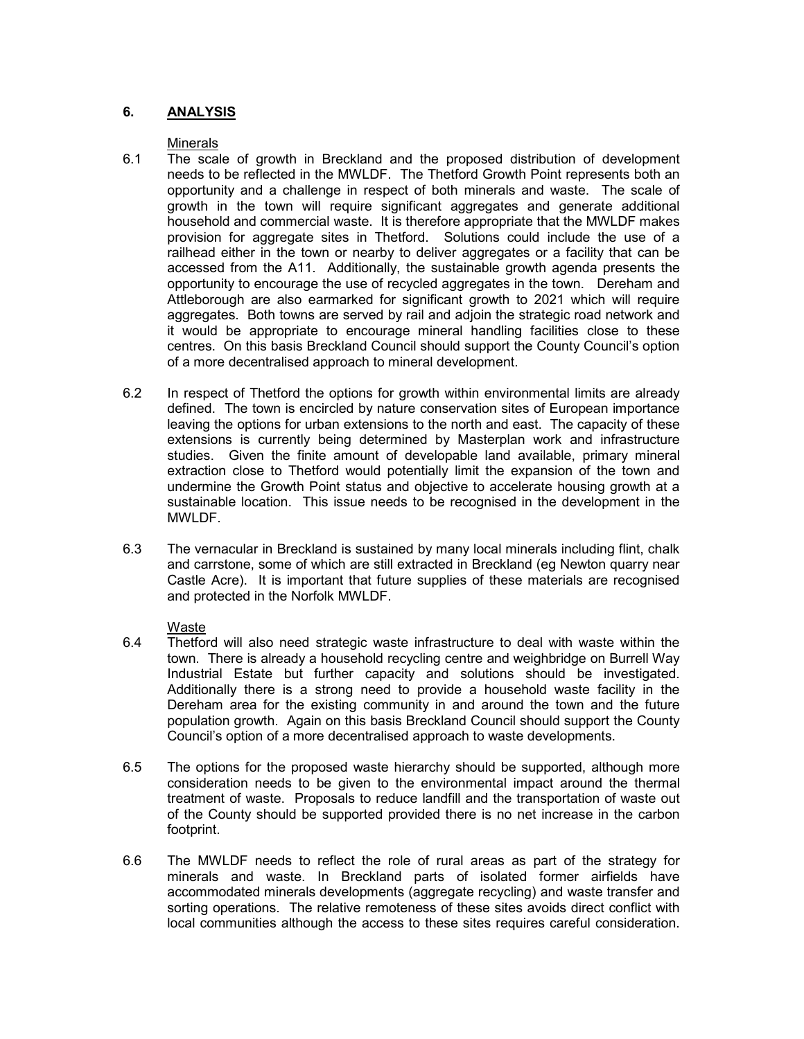## 6. ANALYSIS

### Minerals

6.1 The scale of growth in Breckland and the proposed distribution of development needs to be reflected in the MWLDF. The Thetford Growth Point represents both an opportunity and a challenge in respect of both minerals and waste. The scale of growth in the town will require significant aggregates and generate additional household and commercial waste. It is therefore appropriate that the MWLDF makes provision for aggregate sites in Thetford. Solutions could include the use of a railhead either in the town or nearby to deliver aggregates or a facility that can be accessed from the A11. Additionally, the sustainable growth agenda presents the opportunity to encourage the use of recycled aggregates in the town. Dereham and Attleborough are also earmarked for significant growth to 2021 which will require aggregates. Both towns are served by rail and adjoin the strategic road network and it would be appropriate to encourage mineral handling facilities close to these centres. On this basis Breckland Council should support the County Council's option of a more decentralised approach to mineral development.

6.2 In respect of Thetford the options for growth within environmental limits are already defined. The town is encircled by nature conservation sites of European importance leaving the options for urban extensions to the north and east. The capacity of these extensions is currently being determined by Masterplan work and infrastructure studies. Given the finite amount of developable land available, primary mineral extraction close to Thetford would potentially limit the expansion of the town and undermine the Growth Point status and objective to accelerate housing growth at a sustainable location. This issue needs to be recognised in the development in the MWLDF.

6.3 The vernacular in Breckland is sustained by many local minerals including flint, chalk and carrstone, some of which are still extracted in Breckland (eg Newton quarry near Castle Acre). It is important that future supplies of these materials are recognised and protected in the Norfolk MWLDF.

### Waste

6.4 Thetford will also need strategic waste infrastructure to deal with waste within the town. There is already a household recycling centre and weighbridge on Burrell Way Industrial Estate but further capacity and solutions should be investigated. Additionally there is a strong need to provide a household waste facility in the Dereham area for the existing community in and around the town and the future population growth. Again on this basis Breckland Council should support the County Council's option of a more decentralised approach to waste developments.

6.5 The options for the proposed waste hierarchy should be supported, although more consideration needs to be given to the environmental impact around the thermal treatment of waste. Proposals to reduce landfill and the transportation of waste out of the County should be supported provided there is no net increase in the carbon footprint.

6.6 The MWLDF needs to reflect the role of rural areas as part of the strategy for minerals and waste. In Breckland parts of isolated former airfields have accommodated minerals developments (aggregate recycling) and waste transfer and sorting operations. The relative remoteness of these sites avoids direct conflict with local communities although the access to these sites requires careful consideration.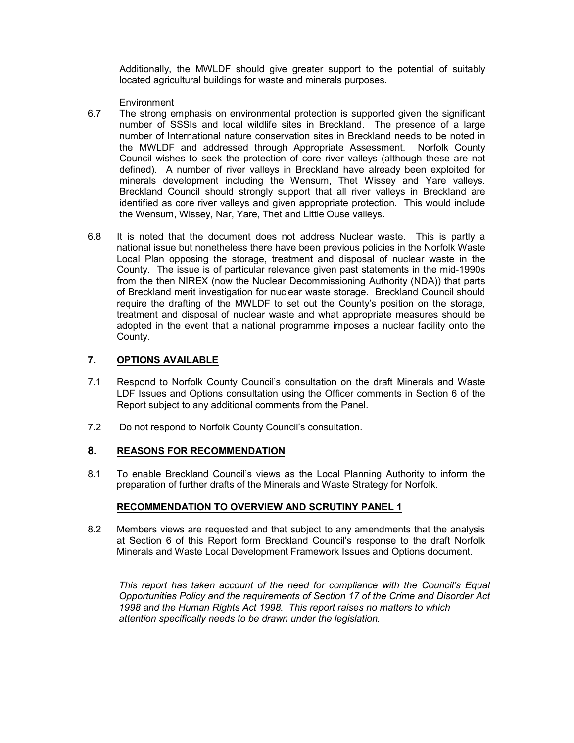Additionally, the MWLDF should give greater support to the potential of suitably located agricultural buildings for waste and minerals purposes.

Environment

6.7 The strong emphasis on environmental protection is supported given the significant number of SSSIs and local wildlife sites in Breckland. The presence of a large number of International nature conservation sites in Breckland needs to be noted in the MWLDF and addressed through Appropriate Assessment. Norfolk County Council wishes to seek the protection of core river valleys (although these are not defined). A number of river valleys in Breckland have already been exploited for minerals development including the Wensum, Thet Wissey and Yare valleys. Breckland Council should strongly support that all river valleys in Breckland are identified as core river valleys and given appropriate protection. This would include the Wensum, Wissey, Nar, Yare, Thet and Little Ouse valleys.

6.8 It is noted that the document does not address Nuclear waste. This is partly a national issue but nonetheless there have been previous policies in the Norfolk Waste Local Plan opposing the storage, treatment and disposal of nuclear waste in the County. The issue is of particular relevance given past statements in the mid-1990s from the then NIREX (now the Nuclear Decommissioning Authority (NDA)) that parts of Breckland merit investigation for nuclear waste storage. Breckland Council should require the drafting of the MWLDF to set out the County's position on the storage, treatment and disposal of nuclear waste and what appropriate measures should be adopted in the event that a national programme imposes a nuclear facility onto the County.

## 7. OPTIONS AVAILABLE

7.1 Respond to Norfolk County Council's consultation on the draft Minerals and Waste LDF Issues and Options consultation using the Officer comments in Section 6 of the Report subject to any additional comments from the Panel.

7.2 Do not respond to Norfolk County Council's consultation.

## 8. REASONS FOR RECOMMENDATION

8.1 To enable Breckland Council's views as the Local Planning Authority to inform the preparation of further drafts of the Minerals and Waste Strategy for Norfolk.

### RECOMMENDATION TO OVERVIEW AND SCRUTINY PANEL 1

8.2 Members views are requested and that subject to any amendments that the analysis at Section 6 of this Report form Breckland Council's response to the draft Norfolk Minerals and Waste Local Development Framework Issues and Options document.

*This report has taken account of the need for compliance with the Council's Equal Opportunities Policy and the requirements of Section 17 of the Crime and Disorder Act 1998 and the Human Rights Act 1998. This report raises no matters to which attention specifically needs to be drawn under the legislation.*